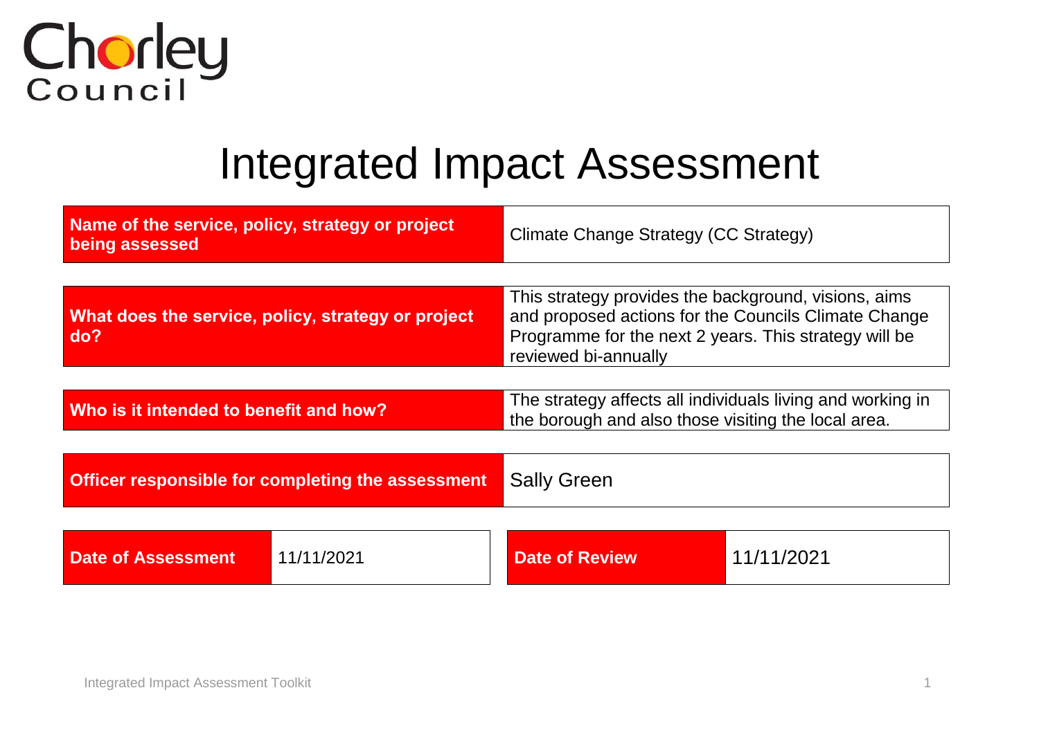Chorley Council

# Integrated Impact Assessment

| Name of the service, policy, strategy or project being assessed | Climate Change Strategy (CC Strategy) |
|---|---|

| What does the service, policy, strategy or project do? | This strategy provides the background, visions, aims and proposed actions for the Councils Climate Change Programme for the next 2 years. This strategy will be reviewed bi-annually |
|---|---|

| Who is it intended to benefit and how? | The strategy affects all individuals living and working in the borough and also those visiting the local area. |
|---|---|

| Officer responsible for completing the assessment | Sally Green |
|---|---|

| Date of Assessment | 11/11/2021 | Date of Review | 11/11/2021 |
|---|---|---|---|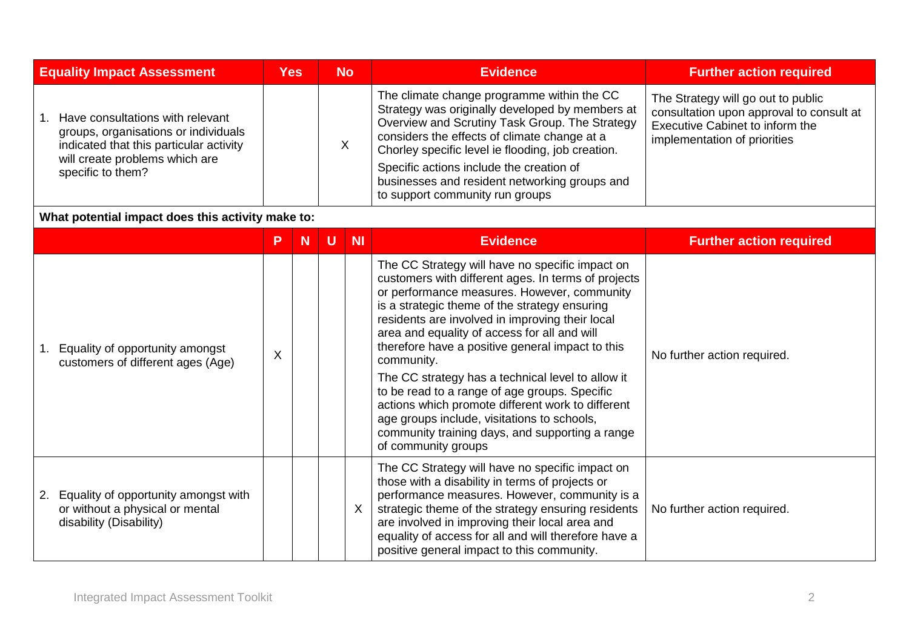| Equality Impact Assessment | Yes | No | Evidence | Further action required |
|---|---|---|---|---|
| 1. Have consultations with relevant groups, organisations or individuals indicated that this particular activity will create problems which are specific to them? | | X | The climate change programme within the CC Strategy was originally developed by members at Overview and Scrutiny Task Group. The Strategy considers the effects of climate change at a Chorley specific level ie flooding, job creation.<br>Specific actions include the creation of businesses and resident networking groups and to support community run groups | The Strategy will go out to public consultation upon approval to consult at Executive Cabinet to inform the implementation of priorities |

**What potential impact does this activity make to:**

| | P | N | U | NI | Evidence | Further action required |
|---|---|---|---|---|---|---|
| 1. Equality of opportunity amongst customers of different ages (Age) | X | | | | The CC Strategy will have no specific impact on customers with different ages. In terms of projects or performance measures. However, community is a strategic theme of the strategy ensuring residents are involved in improving their local area and equality of access for all and will therefore have a positive general impact to this community.<br>The CC strategy has a technical level to allow it to be read to a range of age groups. Specific actions which promote different work to different age groups include, visitations to schools, community training days, and supporting a range of community groups | No further action required. |
| 2. Equality of opportunity amongst with or without a physical or mental disability (Disability) | | | | X | The CC Strategy will have no specific impact on those with a disability in terms of projects or performance measures. However, community is a strategic theme of the strategy ensuring residents are involved in improving their local area and equality of access for all and will therefore have a positive general impact to this community. | No further action required. |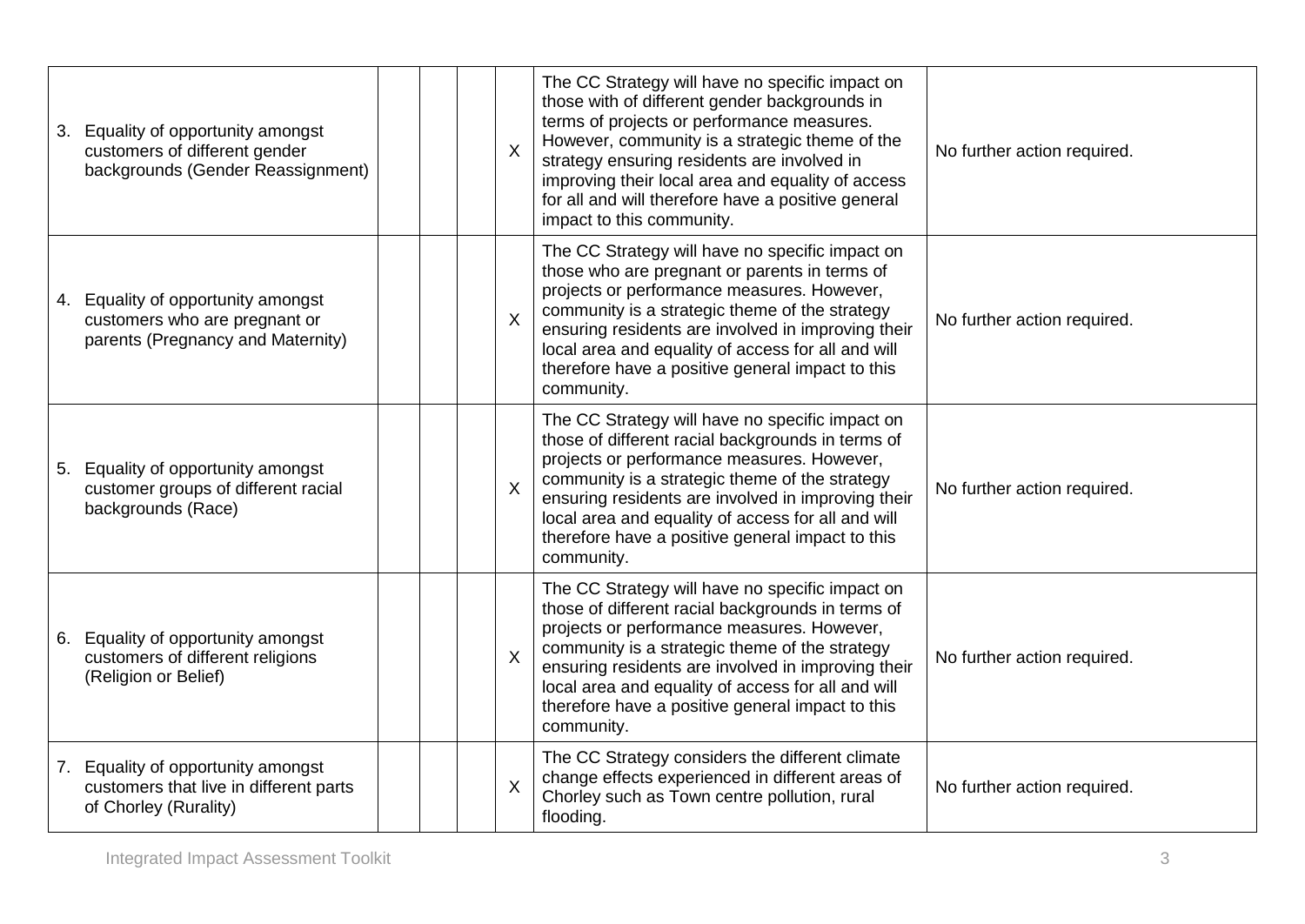| | | | | | | |
|---|---|---|---|---|---|---|
| 3. Equality of opportunity amongst customers of different gender backgrounds (Gender Reassignment) | | | | X | The CC Strategy will have no specific impact on those with of different gender backgrounds in terms of projects or performance measures. However, community is a strategic theme of the strategy ensuring residents are involved in improving their local area and equality of access for all and will therefore have a positive general impact to this community. | No further action required. |
| 4. Equality of opportunity amongst customers who are pregnant or parents (Pregnancy and Maternity) | | | | X | The CC Strategy will have no specific impact on those who are pregnant or parents in terms of projects or performance measures. However, community is a strategic theme of the strategy ensuring residents are involved in improving their local area and equality of access for all and will therefore have a positive general impact to this community. | No further action required. |
| 5. Equality of opportunity amongst customer groups of different racial backgrounds (Race) | | | | X | The CC Strategy will have no specific impact on those of different racial backgrounds in terms of projects or performance measures. However, community is a strategic theme of the strategy ensuring residents are involved in improving their local area and equality of access for all and will therefore have a positive general impact to this community. | No further action required. |
| 6. Equality of opportunity amongst customers of different religions (Religion or Belief) | | | | X | The CC Strategy will have no specific impact on those of different racial backgrounds in terms of projects or performance measures. However, community is a strategic theme of the strategy ensuring residents are involved in improving their local area and equality of access for all and will therefore have a positive general impact to this community. | No further action required. |
| 7. Equality of opportunity amongst customers that live in different parts of Chorley (Rurality) | | | | X | The CC Strategy considers the different climate change effects experienced in different areas of Chorley such as Town centre pollution, rural flooding. | No further action required. |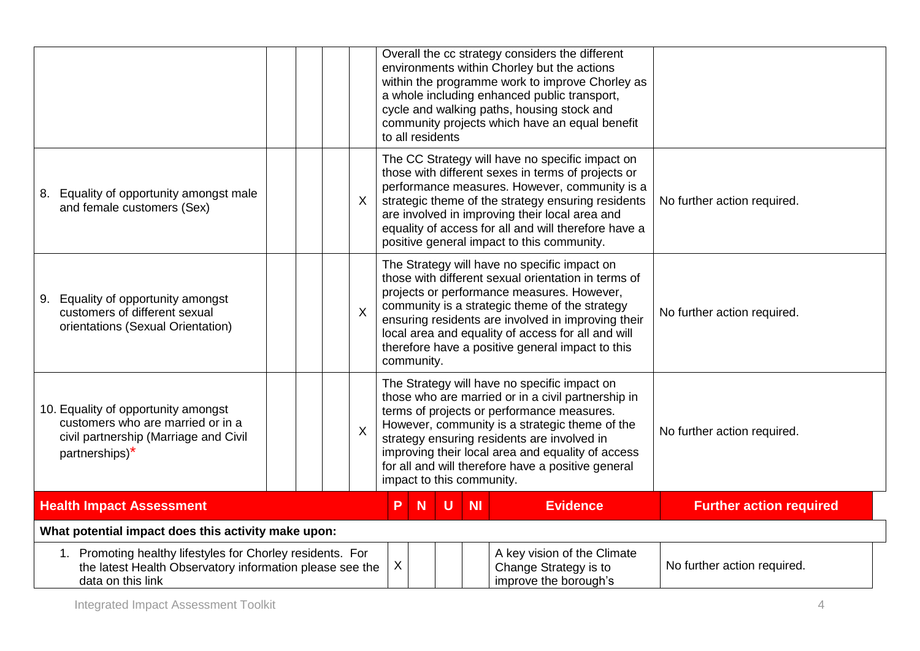| | | | | | | |
|---|---|---|---|---|---|---|
| | | | | | Overall the cc strategy considers the different environments within Chorley but the actions within the programme work to improve Chorley as a whole including enhanced public transport, cycle and walking paths, housing stock and community projects which have an equal benefit to all residents | |
| 8. Equality of opportunity amongst male and female customers (Sex) | | | | X | The CC Strategy will have no specific impact on those with different sexes in terms of projects or performance measures. However, community is a strategic theme of the strategy ensuring residents are involved in improving their local area and equality of access for all and will therefore have a positive general impact to this community. | No further action required. |
| 9. Equality of opportunity amongst customers of different sexual orientations (Sexual Orientation) | | | | X | The Strategy will have no specific impact on those with different sexual orientation in terms of projects or performance measures. However, community is a strategic theme of the strategy ensuring residents are involved in improving their local area and equality of access for all and will therefore have a positive general impact to this community. | No further action required. |
| 10. Equality of opportunity amongst customers who are married or in a civil partnership (Marriage and Civil partnerships)* | | | | X | The Strategy will have no specific impact on those who are married or in a civil partnership in terms of projects or performance measures. However, community is a strategic theme of the strategy ensuring residents are involved in improving their local area and equality of access for all and will therefore have a positive general impact to this community. | No further action required. |

| **Health Impact Assessment** | **P** | **N** | **U** | **NI** | **Evidence** | **Further action required** |
|---|---|---|---|---|---|---|
| **What potential impact does this activity make upon:** | | | | | | |
| 1. Promoting healthy lifestyles for Chorley residents. For the latest Health Observatory information please see the data on this link | X | | | | A key vision of the Climate Change Strategy is to improve the borough's | No further action required. |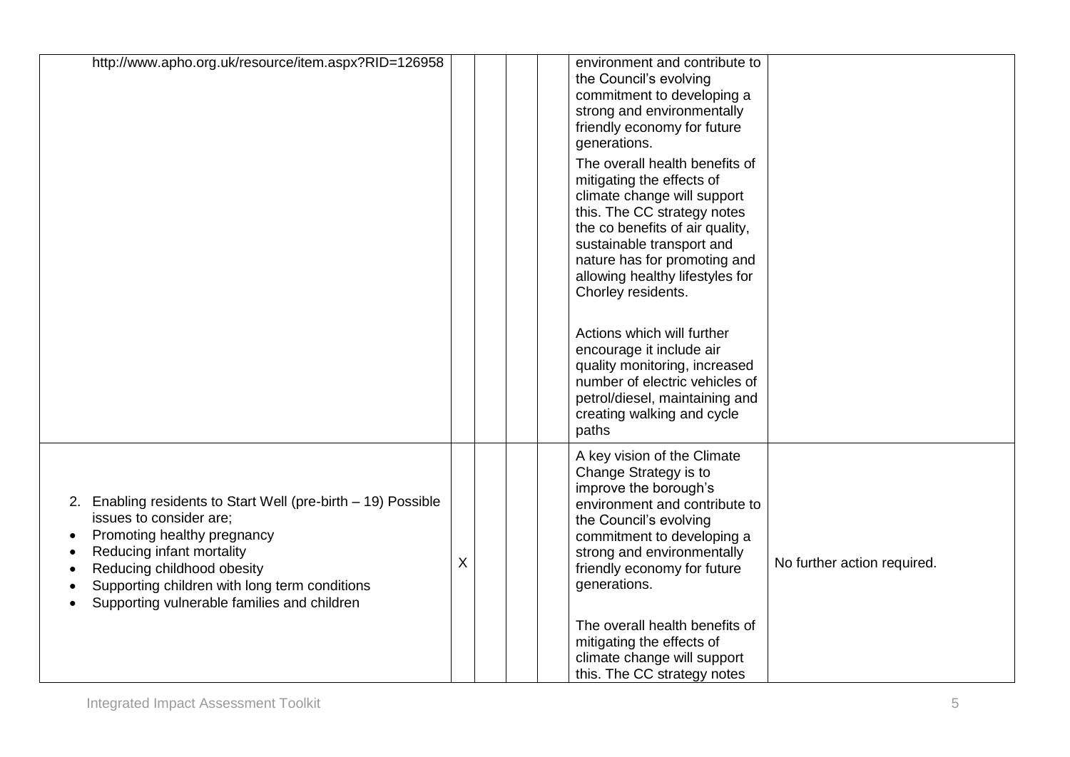| | | | | | | |
|---|---|---|---|---|---|---|
| http://www.apho.org.uk/resource/item.aspx?RID=126958 | | | | | environment and contribute to the Council's evolving commitment to developing a strong and environmentally friendly economy for future generations.<br><br>The overall health benefits of mitigating the effects of climate change will support this. The CC strategy notes the co benefits of air quality, sustainable transport and nature has for promoting and allowing healthy lifestyles for Chorley residents.<br><br>Actions which will further encourage it include air quality monitoring, increased number of electric vehicles of petrol/diesel, maintaining and creating walking and cycle paths | |
| 2. Enabling residents to Start Well (pre-birth – 19) Possible issues to consider are;<br>• Promoting healthy pregnancy<br>• Reducing infant mortality<br>• Reducing childhood obesity<br>• Supporting children with long term conditions<br>• Supporting vulnerable families and children | X | | | | A key vision of the Climate Change Strategy is to improve the borough's environment and contribute to the Council's evolving commitment to developing a strong and environmentally friendly economy for future generations.<br><br>The overall health benefits of mitigating the effects of climate change will support this. The CC strategy notes | No further action required. |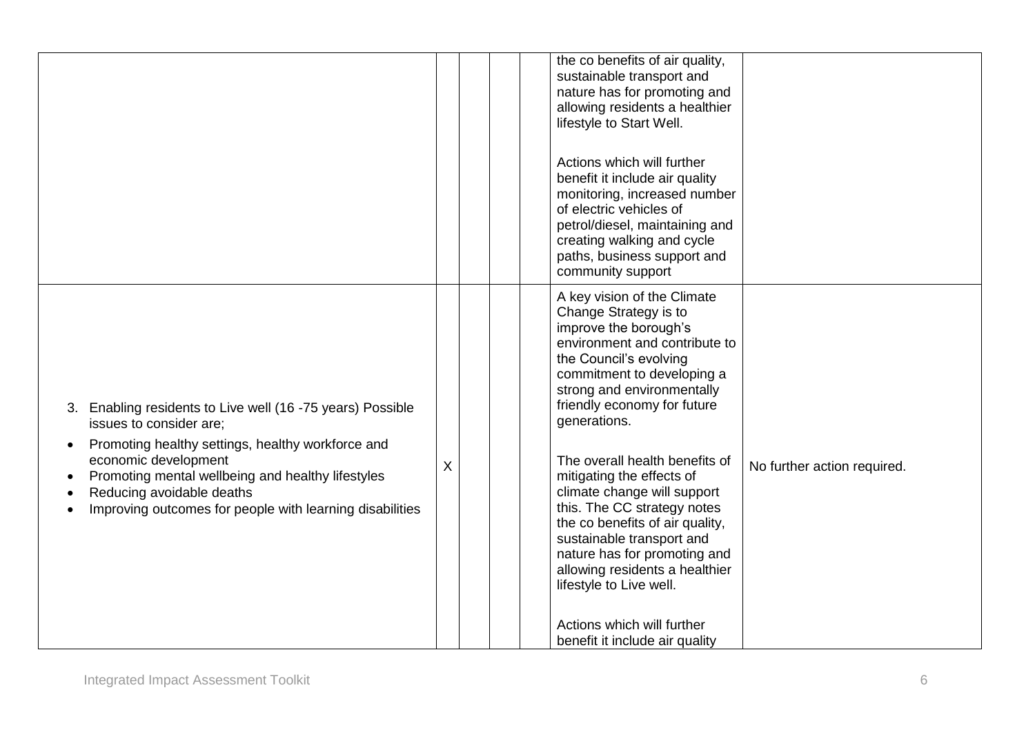| | | | | | | |
|---|---|---|---|---|---|---|
| | | | | | the co benefits of air quality, sustainable transport and nature has for promoting and allowing residents a healthier lifestyle to Start Well.<br><br>Actions which will further benefit it include air quality monitoring, increased number of electric vehicles of petrol/diesel, maintaining and creating walking and cycle paths, business support and community support | |
| 3. Enabling residents to Live well (16 -75 years) Possible issues to consider are;<br>• Promoting healthy settings, healthy workforce and economic development<br>• Promoting mental wellbeing and healthy lifestyles<br>• Reducing avoidable deaths<br>• Improving outcomes for people with learning disabilities | X | | | | A key vision of the Climate Change Strategy is to improve the borough's environment and contribute to the Council's evolving commitment to developing a strong and environmentally friendly economy for future generations.<br><br>The overall health benefits of mitigating the effects of climate change will support this. The CC strategy notes the co benefits of air quality, sustainable transport and nature has for promoting and allowing residents a healthier lifestyle to Live well.<br><br>Actions which will further benefit it include air quality | No further action required. |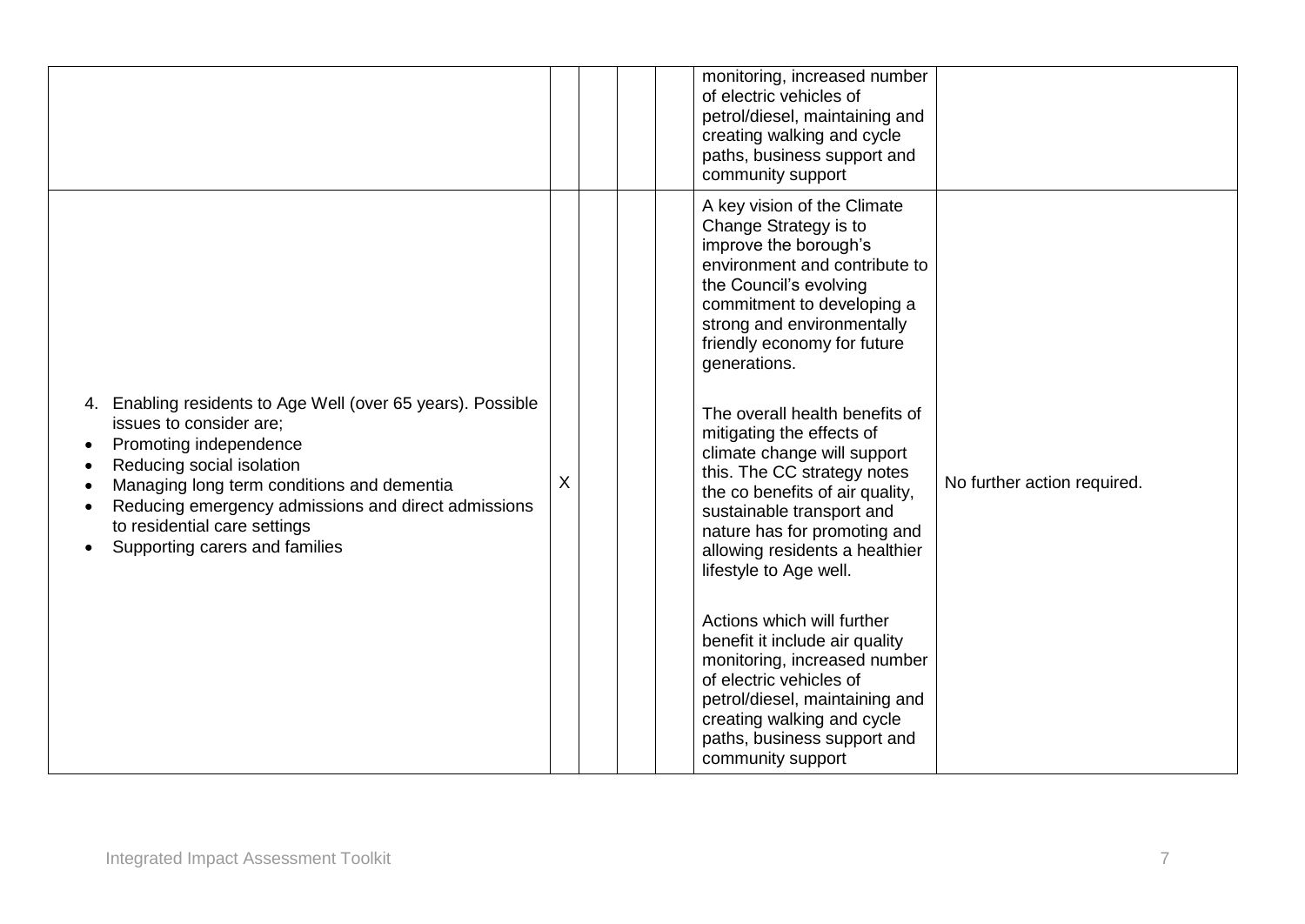| | | | | | | |
|---|---|---|---|---|---|---|
| | | | | | monitoring, increased number of electric vehicles of petrol/diesel, maintaining and creating walking and cycle paths, business support and community support | |
| 4. Enabling residents to Age Well (over 65 years). Possible issues to consider are;<br>• Promoting independence<br>• Reducing social isolation<br>• Managing long term conditions and dementia<br>• Reducing emergency admissions and direct admissions to residential care settings<br>• Supporting carers and families | X | | | | A key vision of the Climate Change Strategy is to improve the borough's environment and contribute to the Council's evolving commitment to developing a strong and environmentally friendly economy for future generations.<br><br>The overall health benefits of mitigating the effects of climate change will support this. The CC strategy notes the co benefits of air quality, sustainable transport and nature has for promoting and allowing residents a healthier lifestyle to Age well.<br><br>Actions which will further benefit it include air quality monitoring, increased number of electric vehicles of petrol/diesel, maintaining and creating walking and cycle paths, business support and community support | No further action required. |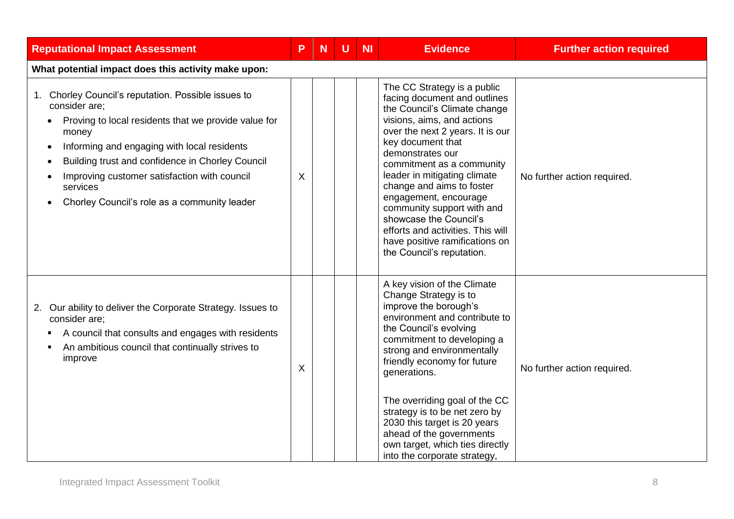| Reputational Impact Assessment | P | N | U | NI | Evidence | Further action required |
|---|---|---|---|---|---|---|
| **What potential impact does this activity make upon:** | | | | | | |
| 1. Chorley Council's reputation. Possible issues to consider are; <br>• Proving to local residents that we provide value for money <br>• Informing and engaging with local residents <br>• Building trust and confidence in Chorley Council <br>• Improving customer satisfaction with council services <br>• Chorley Council's role as a community leader | X | | | | The CC Strategy is a public facing document and outlines the Council's Climate change visions, aims, and actions over the next 2 years. It is our key document that demonstrates our commitment as a community leader in mitigating climate change and aims to foster engagement, encourage community support with and showcase the Council's efforts and activities. This will have positive ramifications on the Council's reputation. | No further action required. |
| 2. Our ability to deliver the Corporate Strategy. Issues to consider are; <br>▪ A council that consults and engages with residents <br>▪ An ambitious council that continually strives to improve | X | | | | A key vision of the Climate Change Strategy is to improve the borough's environment and contribute to the Council's evolving commitment to developing a strong and environmentally friendly economy for future generations. <br><br>The overriding goal of the CC strategy is to be net zero by 2030 this target is 20 years ahead of the governments own target, which ties directly into the corporate strategy, | No further action required. |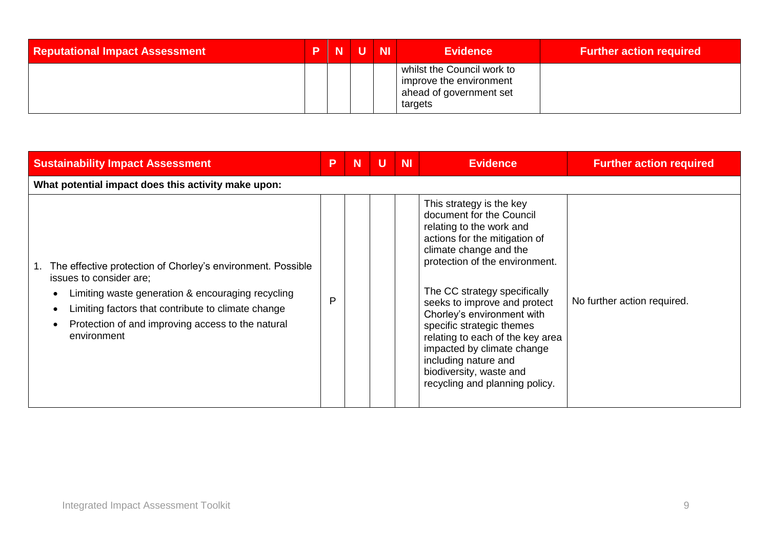| Reputational Impact Assessment | P | N | U | NI | Evidence | Further action required |
|---|---|---|---|---|---|---|
| | | | | | whilst the Council work to improve the environment ahead of government set targets | |

| Sustainability Impact Assessment | P | N | U | NI | Evidence | Further action required |
|---|---|---|---|---|---|---|
| **What potential impact does this activity make upon:** | | | | | | |
| 1. The effective protection of Chorley's environment. Possible issues to consider are; <br>• Limiting waste generation & encouraging recycling <br>• Limiting factors that contribute to climate change <br>• Protection of and improving access to the natural environment | P | | | | This strategy is the key document for the Council relating to the work and actions for the mitigation of climate change and the protection of the environment. <br><br>The CC strategy specifically seeks to improve and protect Chorley's environment with specific strategic themes relating to each of the key area impacted by climate change including nature and biodiversity, waste and recycling and planning policy. | No further action required. |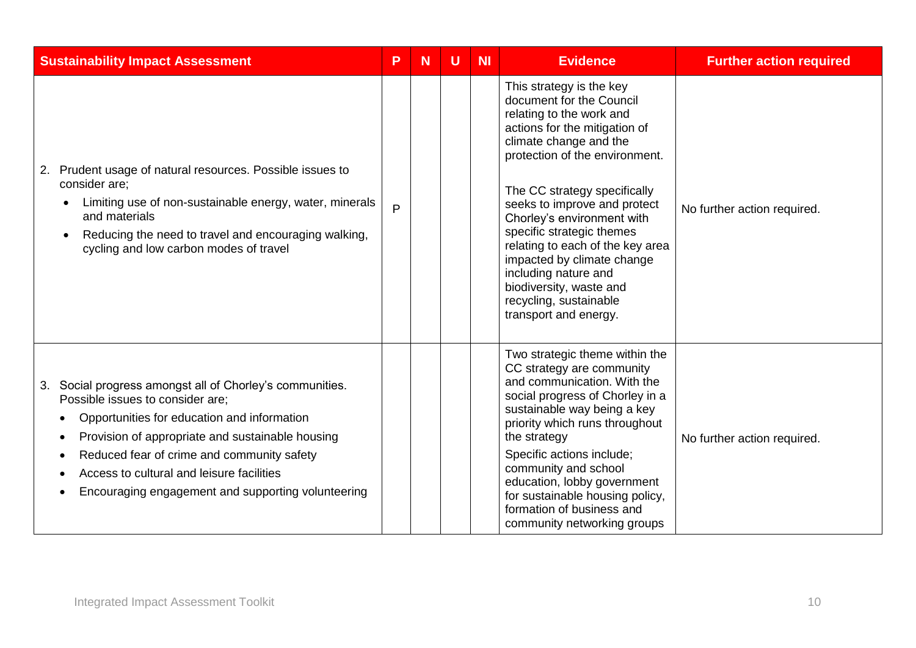| Sustainability Impact Assessment | P | N | U | NI | Evidence | Further action required |
|---|---|---|---|---|---|---|
| 2. Prudent usage of natural resources. Possible issues to consider are;<br>• Limiting use of non-sustainable energy, water, minerals and materials<br>• Reducing the need to travel and encouraging walking, cycling and low carbon modes of travel | P | | | | This strategy is the key document for the Council relating to the work and actions for the mitigation of climate change and the protection of the environment.<br><br>The CC strategy specifically seeks to improve and protect Chorley's environment with specific strategic themes relating to each of the key area impacted by climate change including nature and biodiversity, waste and recycling, sustainable transport and energy. | No further action required. |
| 3. Social progress amongst all of Chorley's communities. Possible issues to consider are;<br>• Opportunities for education and information<br>• Provision of appropriate and sustainable housing<br>• Reduced fear of crime and community safety<br>• Access to cultural and leisure facilities<br>• Encouraging engagement and supporting volunteering | | | | | Two strategic theme within the CC strategy are community and communication. With the social progress of Chorley in a sustainable way being a key priority which runs throughout the strategy<br>Specific actions include; community and school education, lobby government for sustainable housing policy, formation of business and community networking groups | No further action required. |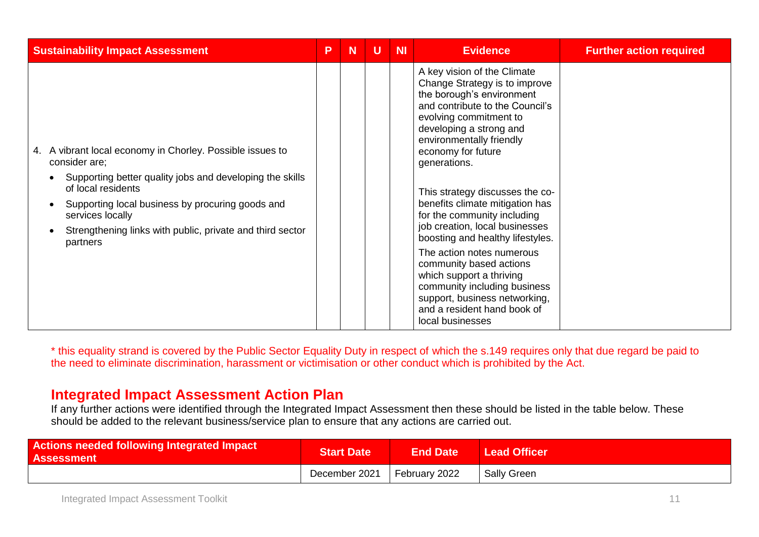| Sustainability Impact Assessment | P | N | U | NI | Evidence | Further action required |
|---|---|---|---|---|---|---|
| 4. A vibrant local economy in Chorley. Possible issues to consider are;<br>• Supporting better quality jobs and developing the skills of local residents<br>• Supporting local business by procuring goods and services locally<br>• Strengthening links with public, private and third sector partners | | | | | A key vision of the Climate Change Strategy is to improve the borough's environment and contribute to the Council's evolving commitment to developing a strong and environmentally friendly economy for future generations.<br><br>This strategy discusses the co-benefits climate mitigation has for the community including job creation, local businesses boosting and healthy lifestyles.<br><br>The action notes numerous community based actions which support a thriving community including business support, business networking, and a resident hand book of local businesses | |

* this equality strand is covered by the Public Sector Equality Duty in respect of which the s.149 requires only that due regard be paid to the need to eliminate discrimination, harassment or victimisation or other conduct which is prohibited by the Act.

## Integrated Impact Assessment Action Plan

If any further actions were identified through the Integrated Impact Assessment then these should be listed in the table below. These should be added to the relevant business/service plan to ensure that any actions are carried out.

| Actions needed following Integrated Impact Assessment | Start Date | End Date | Lead Officer |
|---|---|---|---|
| | December 2021 | February 2022 | Sally Green |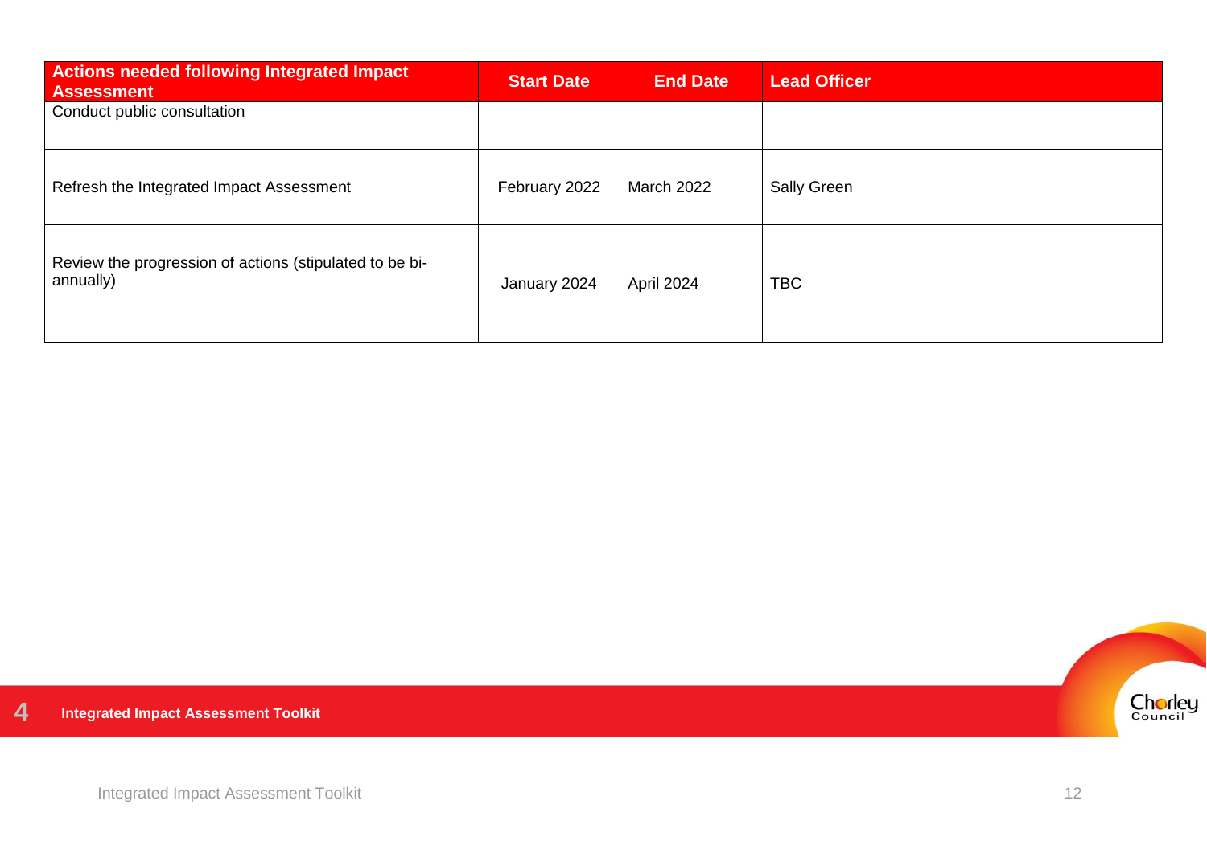| Actions needed following Integrated Impact Assessment | Start Date | End Date | Lead Officer |
|---|---|---|---|
| Conduct public consultation | | | |
| Refresh the Integrated Impact Assessment | February 2022 | March 2022 | Sally Green |
| Review the progression of actions (stipulated to be bi-annually) | January 2024 | April 2024 | TBC |